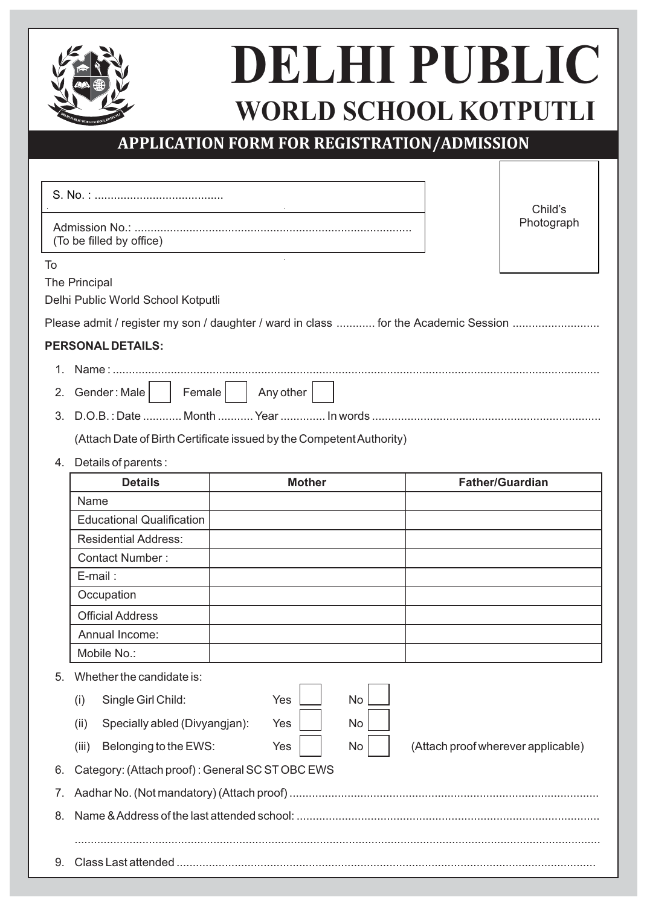# DELHI PUBLIC
## WORLD SCHOOL KOTPUTLI

### APPLICATION FORM FOR REGISTRATION/ADMISSION

S. No. : ........................................

Admission No.: .....................................................................................
(To be filled by office)

Child's Photograph

To
The Principal
Delhi Public World School Kotputli

Please admit / register my son / daughter / ward in class ............ for the Academic Session ..........................

**PERSONAL DETAILS:**

1. Name : ......................................................................................................................................................
2. Gender : Male ☐ Female ☐ Any other ☐
3. D.O.B. : Date ............ Month ........... Year ............. In words ......................................................................

   (Attach Date of Birth Certificate issued by the Competent Authority)

4. Details of parents :

| Details | Mother | Father/Guardian |
|---|---|---|
| Name | | |
| Educational Qualification | | |
| Residential Address: | | |
| Contact Number : | | |
| E-mail : | | |
| Occupation | | |
| Official Address | | |
| Annual Income: | | |
| Mobile No.: | | |

5. Whether the candidate is:
   - (i) Single Girl Child: Yes ☐ No ☐
   - (ii) Specially abled (Divyangjan): Yes ☐ No ☐
   - (iii) Belonging to the EWS: Yes ☐ No ☐ (Attach proof wherever applicable)
6. Category: (Attach proof) : General SC ST OBC EWS
7. Aadhar No. (Not mandatory) (Attach proof) ...............................................................................................
8. Name & Address of the last attended school: .............................................................................................

   ...............................................................................................................................................................

9. Class Last attended .................................................................................................................................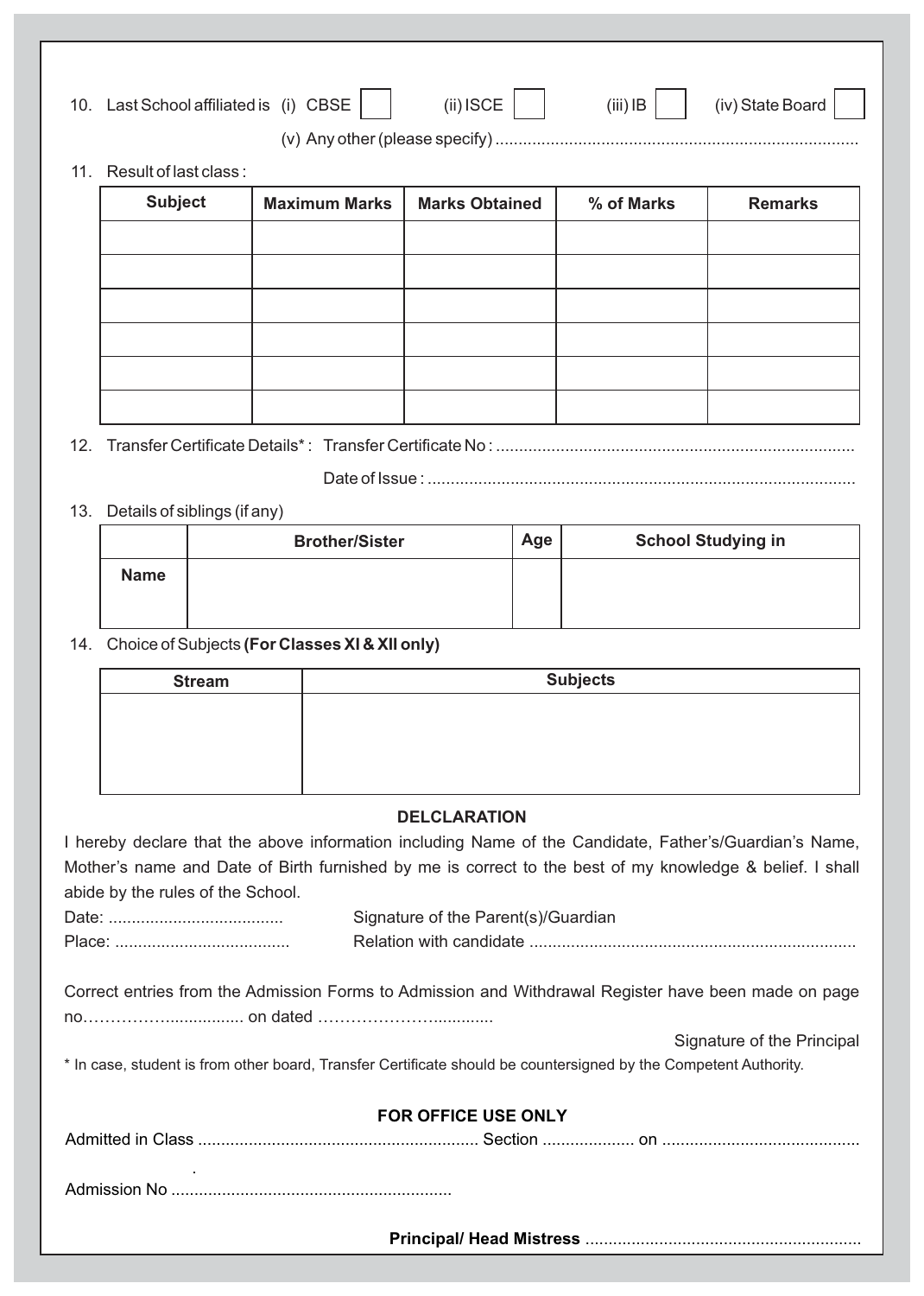10. Last School affiliated is (i) CBSE ☐ (ii) ISCE ☐ (iii) IB ☐ (iv) State Board ☐

(v) Any other (please specify) ..............................................................................

11. Result of last class :

| Subject | Maximum Marks | Marks Obtained | % of Marks | Remarks |
|---|---|---|---|---|
| | | | | |
| | | | | |
| | | | | |
| | | | | |
| | | | | |
| | | | | |

12. Transfer Certificate Details* : Transfer Certificate No : .............................................................................

Date of Issue : ............................................................................................

13. Details of siblings (if any)

| | Brother/Sister | Age | School Studying in |
|---|---|---|---|
| **Name** | | | |

14. Choice of Subjects **(For Classes XI & XII only)**

| Stream | Subjects |
|---|---|
| | |

**DELCLARATION**

I hereby declare that the above information including Name of the Candidate, Father's/Guardian's Name, Mother's name and Date of Birth furnished by me is correct to the best of my knowledge & belief. I shall abide by the rules of the School.

Date: ..................................... Signature of the Parent(s)/Guardian

Place: ..................................... Relation with candidate ......................................................................

Correct entries from the Admission Forms to Admission and Withdrawal Register have been made on page no……………................ on dated …………………............

Signature of the Principal

* In case, student is from other board, Transfer Certificate should be countersigned by the Competent Authority.

**FOR OFFICE USE ONLY**

Admitted in Class ............................................................ Section ................... on ..........................................

Admission No ............................................................

**Principal/ Head Mistress** ...........................................................